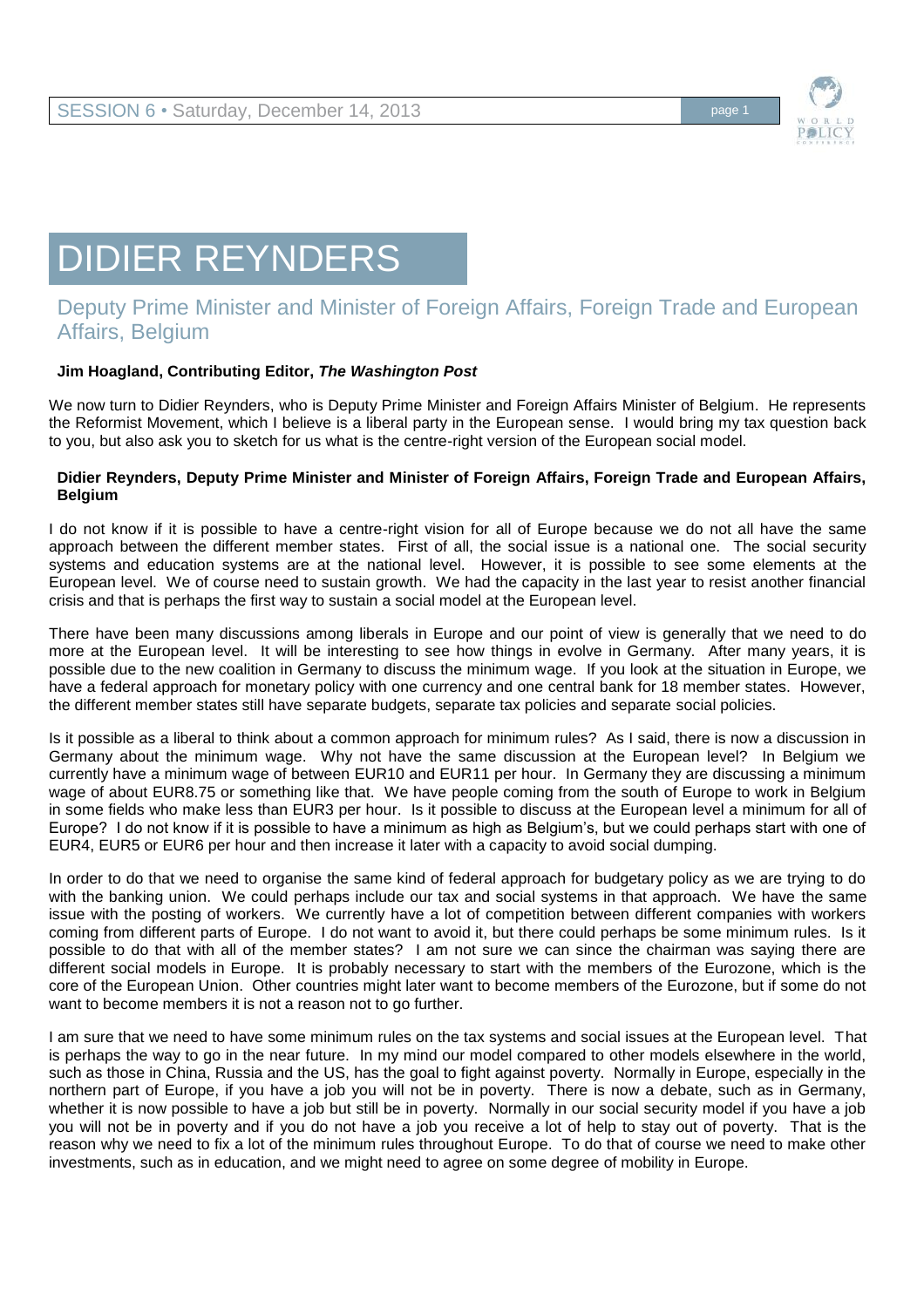# DIDIER REYNDERS

## Deputy Prime Minister and Minister of Foreign Affairs, Foreign Trade and European Affairs, Belgium

**Jim Hoagland, Contributing Editor, *The Washington Post***

We now turn to Didier Reynders, who is Deputy Prime Minister and Foreign Affairs Minister of Belgium. He represents the Reformist Movement, which I believe is a liberal party in the European sense. I would bring my tax question back to you, but also ask you to sketch for us what is the centre-right version of the European social model.

**Didier Reynders, Deputy Prime Minister and Minister of Foreign Affairs, Foreign Trade and European Affairs, Belgium**

I do not know if it is possible to have a centre-right vision for all of Europe because we do not all have the same approach between the different member states. First of all, the social issue is a national one. The social security systems and education systems are at the national level. However, it is possible to see some elements at the European level. We of course need to sustain growth. We had the capacity in the last year to resist another financial crisis and that is perhaps the first way to sustain a social model at the European level.

There have been many discussions among liberals in Europe and our point of view is generally that we need to do more at the European level. It will be interesting to see how things in evolve in Germany. After many years, it is possible due to the new coalition in Germany to discuss the minimum wage. If you look at the situation in Europe, we have a federal approach for monetary policy with one currency and one central bank for 18 member states. However, the different member states still have separate budgets, separate tax policies and separate social policies.

Is it possible as a liberal to think about a common approach for minimum rules? As I said, there is now a discussion in Germany about the minimum wage. Why not have the same discussion at the European level? In Belgium we currently have a minimum wage of between EUR10 and EUR11 per hour. In Germany they are discussing a minimum wage of about EUR8.75 or something like that. We have people coming from the south of Europe to work in Belgium in some fields who make less than EUR3 per hour. Is it possible to discuss at the European level a minimum for all of Europe? I do not know if it is possible to have a minimum as high as Belgium's, but we could perhaps start with one of EUR4, EUR5 or EUR6 per hour and then increase it later with a capacity to avoid social dumping.

In order to do that we need to organise the same kind of federal approach for budgetary policy as we are trying to do with the banking union. We could perhaps include our tax and social systems in that approach. We have the same issue with the posting of workers. We currently have a lot of competition between different companies with workers coming from different parts of Europe. I do not want to avoid it, but there could perhaps be some minimum rules. Is it possible to do that with all of the member states? I am not sure we can since the chairman was saying there are different social models in Europe. It is probably necessary to start with the members of the Eurozone, which is the core of the European Union. Other countries might later want to become members of the Eurozone, but if some do not want to become members it is not a reason not to go further.

I am sure that we need to have some minimum rules on the tax systems and social issues at the European level. That is perhaps the way to go in the near future. In my mind our model compared to other models elsewhere in the world, such as those in China, Russia and the US, has the goal to fight against poverty. Normally in Europe, especially in the northern part of Europe, if you have a job you will not be in poverty. There is now a debate, such as in Germany, whether it is now possible to have a job but still be in poverty. Normally in our social security model if you have a job you will not be in poverty and if you do not have a job you receive a lot of help to stay out of poverty. That is the reason why we need to fix a lot of the minimum rules throughout Europe. To do that of course we need to make other investments, such as in education, and we might need to agree on some degree of mobility in Europe.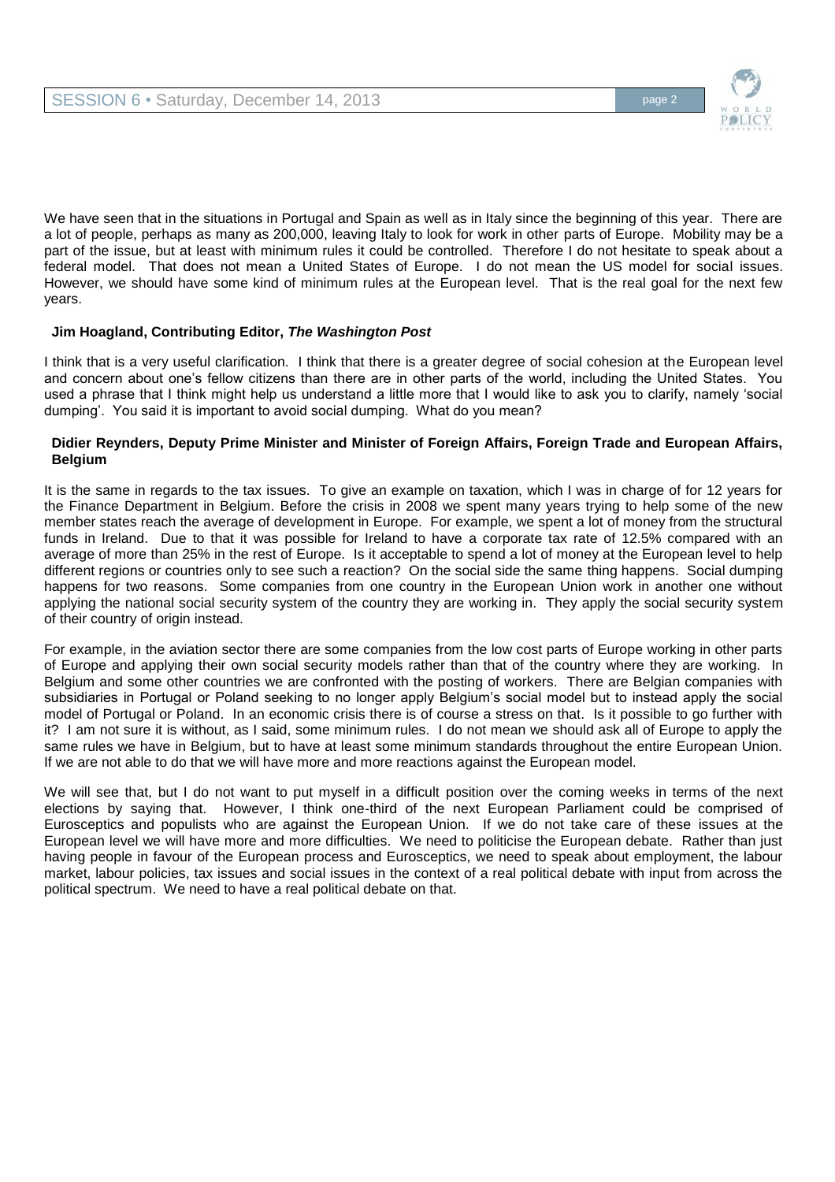We have seen that in the situations in Portugal and Spain as well as in Italy since the beginning of this year. There are a lot of people, perhaps as many as 200,000, leaving Italy to look for work in other parts of Europe. Mobility may be a part of the issue, but at least with minimum rules it could be controlled. Therefore I do not hesitate to speak about a federal model. That does not mean a United States of Europe. I do not mean the US model for social issues. However, we should have some kind of minimum rules at the European level. That is the real goal for the next few years.

**Jim Hoagland, Contributing Editor, *The Washington Post***

I think that is a very useful clarification. I think that there is a greater degree of social cohesion at the European level and concern about one's fellow citizens than there are in other parts of the world, including the United States. You used a phrase that I think might help us understand a little more that I would like to ask you to clarify, namely 'social dumping'. You said it is important to avoid social dumping. What do you mean?

**Didier Reynders, Deputy Prime Minister and Minister of Foreign Affairs, Foreign Trade and European Affairs, Belgium**

It is the same in regards to the tax issues. To give an example on taxation, which I was in charge of for 12 years for the Finance Department in Belgium. Before the crisis in 2008 we spent many years trying to help some of the new member states reach the average of development in Europe. For example, we spent a lot of money from the structural funds in Ireland. Due to that it was possible for Ireland to have a corporate tax rate of 12.5% compared with an average of more than 25% in the rest of Europe. Is it acceptable to spend a lot of money at the European level to help different regions or countries only to see such a reaction? On the social side the same thing happens. Social dumping happens for two reasons. Some companies from one country in the European Union work in another one without applying the national social security system of the country they are working in. They apply the social security system of their country of origin instead.

For example, in the aviation sector there are some companies from the low cost parts of Europe working in other parts of Europe and applying their own social security models rather than that of the country where they are working. In Belgium and some other countries we are confronted with the posting of workers. There are Belgian companies with subsidiaries in Portugal or Poland seeking to no longer apply Belgium's social model but to instead apply the social model of Portugal or Poland. In an economic crisis there is of course a stress on that. Is it possible to go further with it? I am not sure it is without, as I said, some minimum rules. I do not mean we should ask all of Europe to apply the same rules we have in Belgium, but to have at least some minimum standards throughout the entire European Union. If we are not able to do that we will have more and more reactions against the European model.

We will see that, but I do not want to put myself in a difficult position over the coming weeks in terms of the next elections by saying that. However, I think one-third of the next European Parliament could be comprised of Eurosceptics and populists who are against the European Union. If we do not take care of these issues at the European level we will have more and more difficulties. We need to politicise the European debate. Rather than just having people in favour of the European process and Eurosceptics, we need to speak about employment, the labour market, labour policies, tax issues and social issues in the context of a real political debate with input from across the political spectrum. We need to have a real political debate on that.